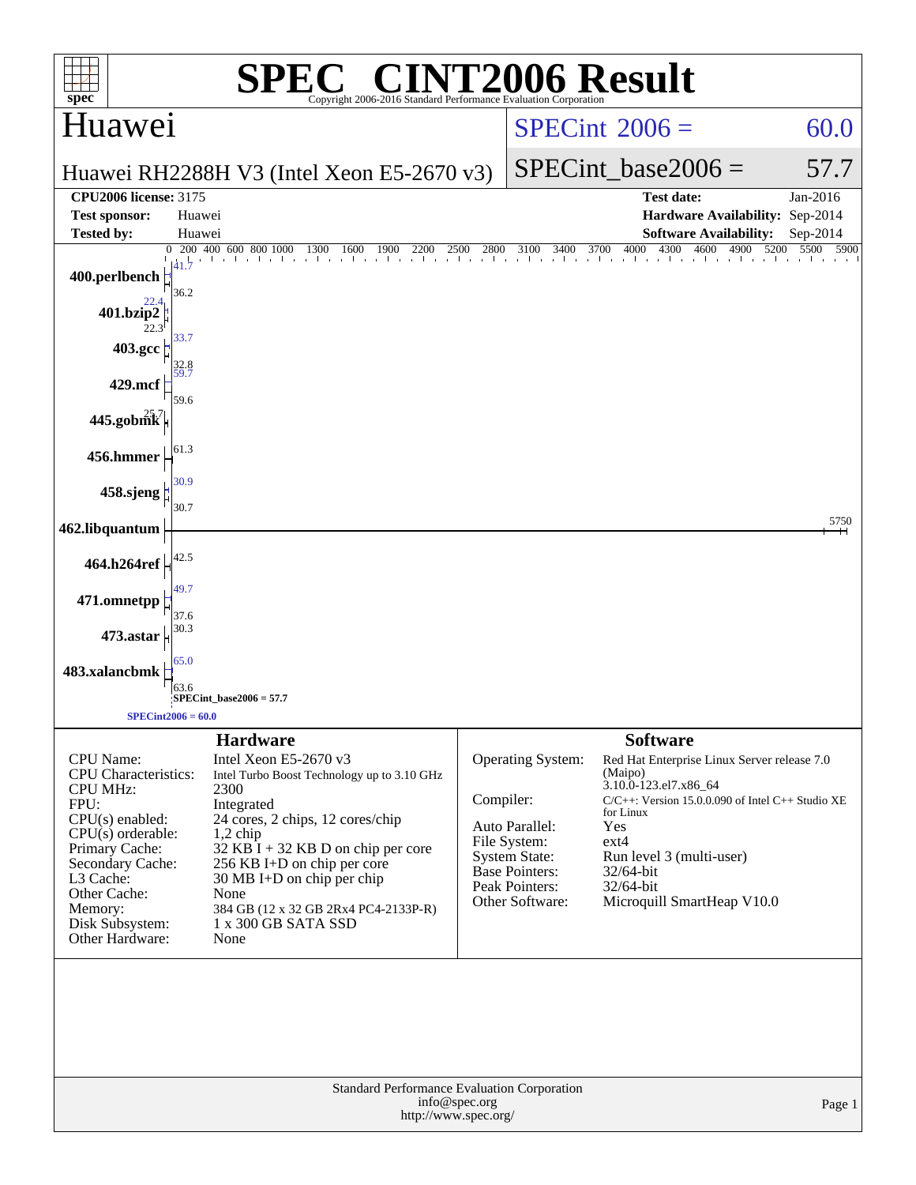# SPEC® CINT2006 Result

Copyright 2006-2016 Standard Performance Evaluation Corporation

## Huawei

**Huawei RH2288H V3 (Intel Xeon E5-2670 v3)**

SPECint 2006 = 60.0

SPECint_base2006 = 57.7

| | | | |
|---|---|---|---|
| **CPU2006 license:** 3175 | | **Test date:** | Jan-2016 |
| **Test sponsor:** | Huawei | **Hardware Availability:** | Sep-2014 |
| **Tested by:** | Huawei | **Software Availability:** | Sep-2014 |

| Benchmark | Peak | Base |
|---|---|---|
| 400.perlbench | 41.7 | 36.2 |
| 401.bzip2 | 22.4 | 22.3 |
| 403.gcc | 33.7 | 32.8 |
| 429.mcf | 59.7 | 59.6 |
| 445.gobmk | 25.7 | |
| 456.hmmer | 61.3 | |
| 458.sjeng | 30.9 | 30.7 |
| 462.libquantum | 5750 | |
| 464.h264ref | 42.5 | |
| 471.omnetpp | 49.7 | 37.6 |
| 473.astar | 30.3 | |
| 483.xalancbmk | 65.0 | 63.6 |

SPECint_base2006 = 57.7

SPECint2006 = 60.0

### Hardware

| | |
|---|---|
| CPU Name: | Intel Xeon E5-2670 v3 |
| CPU Characteristics: | Intel Turbo Boost Technology up to 3.10 GHz |
| CPU MHz: | 2300 |
| FPU: | Integrated |
| CPU(s) enabled: | 24 cores, 2 chips, 12 cores/chip |
| CPU(s) orderable: | 1,2 chip |
| Primary Cache: | 32 KB I + 32 KB D on chip per core |
| Secondary Cache: | 256 KB I+D on chip per core |
| L3 Cache: | 30 MB I+D on chip per chip |
| Other Cache: | None |
| Memory: | 384 GB (12 x 32 GB 2Rx4 PC4-2133P-R) |
| Disk Subsystem: | 1 x 300 GB SATA SSD |
| Other Hardware: | None |

### Software

| | |
|---|---|
| Operating System: | Red Hat Enterprise Linux Server release 7.0 (Maipo) 3.10.0-123.el7.x86_64 |
| Compiler: | C/C++: Version 15.0.0.090 of Intel C++ Studio XE for Linux |
| Auto Parallel: | Yes |
| File System: | ext4 |
| System State: | Run level 3 (multi-user) |
| Base Pointers: | 32/64-bit |
| Peak Pointers: | 32/64-bit |
| Other Software: | Microquill SmartHeap V10.0 |

Standard Performance Evaluation Corporation
info@spec.org
http://www.spec.org/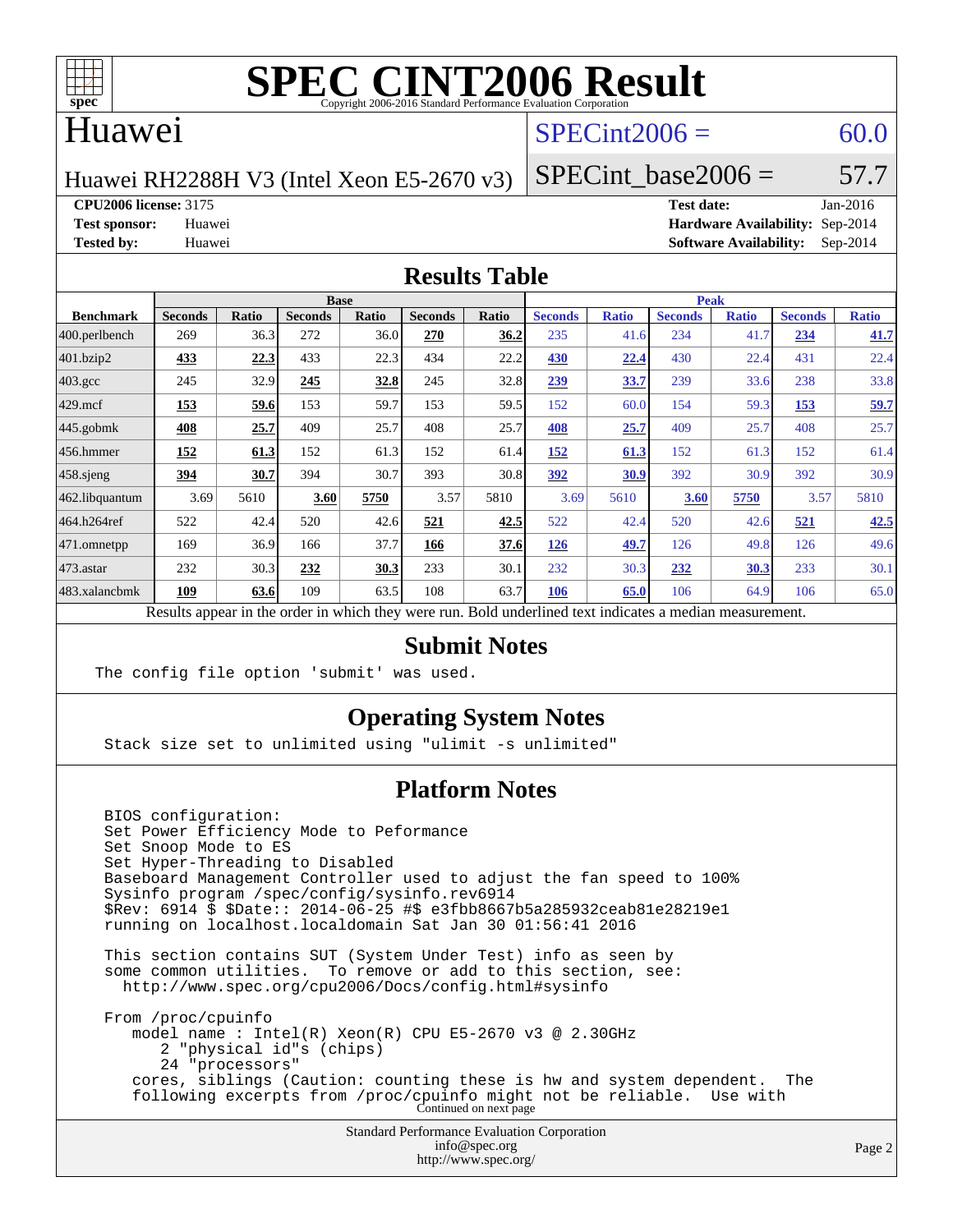# SPEC CINT2006 Result

Copyright 2006-2016 Standard Performance Evaluation Corporation

## Huawei

Huawei RH2288H V3 (Intel Xeon E5-2670 v3)

SPECint2006 = 60.0

SPECint_base2006 = 57.7

**CPU2006 license:** 3175 **Test date:** Jan-2016

**Test sponsor:** Huawei **Hardware Availability:** Sep-2014

**Tested by:** Huawei **Software Availability:** Sep-2014

## Results Table

| Benchmark | Base | | | | | | Peak | | | | | |
|---|---|---|---|---|---|---|---|---|---|---|---|---|
| | Seconds | Ratio | Seconds | Ratio | Seconds | Ratio | Seconds | Ratio | Seconds | Ratio | Seconds | Ratio |
| 400.perlbench | 269 | 36.3 | 272 | 36.0 | **270** | **36.2** | 235 | 41.6 | 234 | 41.7 | **234** | **41.7** |
| 401.bzip2 | **433** | **22.3** | 433 | 22.3 | 434 | 22.2 | **430** | **22.4** | 430 | 22.4 | 431 | 22.4 |
| 403.gcc | 245 | 32.9 | **245** | **32.8** | 245 | 32.8 | **239** | **33.7** | 239 | 33.6 | 238 | 33.8 |
| 429.mcf | **153** | **59.6** | 153 | 59.7 | 153 | 59.5 | 152 | 60.0 | 154 | 59.3 | **153** | **59.7** |
| 445.gobmk | **408** | **25.7** | 409 | 25.7 | 408 | 25.7 | **408** | **25.7** | 409 | 25.7 | 408 | 25.7 |
| 456.hmmer | **152** | **61.3** | 152 | 61.3 | 152 | 61.4 | **152** | **61.3** | 152 | 61.3 | 152 | 61.4 |
| 458.sjeng | **394** | **30.7** | 394 | 30.7 | 393 | 30.8 | **392** | **30.9** | 392 | 30.9 | 392 | 30.9 |
| 462.libquantum | 3.69 | 5610 | **3.60** | **5750** | 3.57 | 5810 | 3.69 | 5610 | **3.60** | **5750** | 3.57 | 5810 |
| 464.h264ref | 522 | 42.4 | 520 | 42.6 | **521** | **42.5** | 522 | 42.4 | 520 | 42.6 | **521** | **42.5** |
| 471.omnetpp | 169 | 36.9 | 166 | 37.7 | **166** | **37.6** | **126** | **49.7** | 126 | 49.8 | 126 | 49.6 |
| 473.astar | 232 | 30.3 | **232** | **30.3** | 233 | 30.1 | 232 | 30.3 | **232** | **30.3** | 233 | 30.1 |
| 483.xalancbmk | **109** | **63.6** | 109 | 63.5 | 108 | 63.7 | **106** | **65.0** | 106 | 64.9 | 106 | 65.0 |

Results appear in the order in which they were run. Bold underlined text indicates a median measurement.

## Submit Notes

```
The config file option 'submit' was used.
```

## Operating System Notes

```
Stack size set to unlimited using "ulimit -s unlimited"
```

## Platform Notes

```
BIOS configuration:
Set Power Efficiency Mode to Peformance
Set Snoop Mode to ES
Set Hyper-Threading to Disabled
Baseboard Management Controller used to adjust the fan speed to 100%
Sysinfo program /spec/config/sysinfo.rev6914
$Rev: 6914 $ $Date:: 2014-06-25 #$ e3fbb8667b5a285932ceab81e28219e1
running on localhost.localdomain Sat Jan 30 01:56:41 2016

This section contains SUT (System Under Test) info as seen by
some common utilities.  To remove or add to this section, see:
  http://www.spec.org/cpu2006/Docs/config.html#sysinfo

From /proc/cpuinfo
   model name : Intel(R) Xeon(R) CPU E5-2670 v3 @ 2.30GHz
      2 "physical id"s (chips)
      24 "processors"
   cores, siblings (Caution: counting these is hw and system dependent.  The
   following excerpts from /proc/cpuinfo might not be reliable.  Use with
```

Continued on next page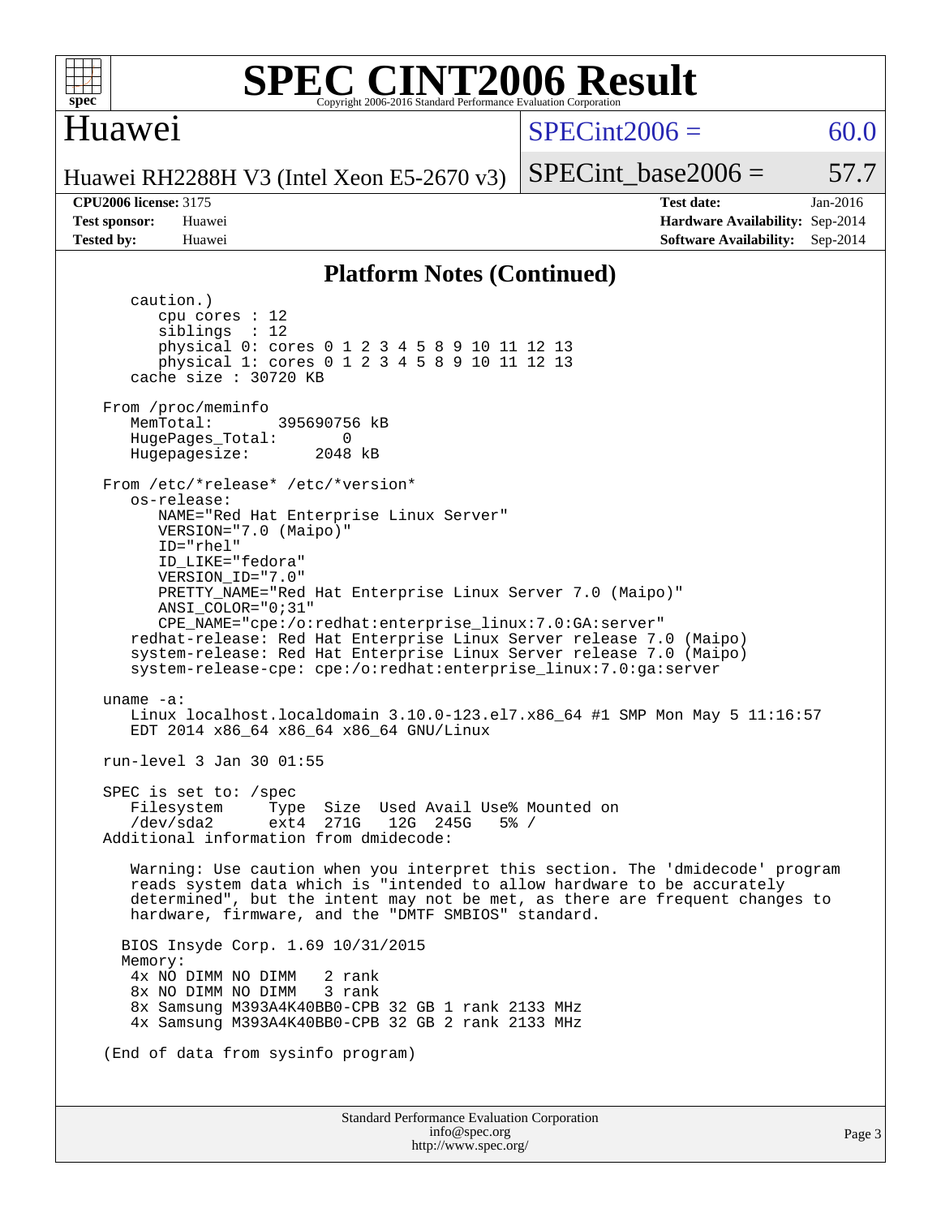## Platform Notes (Continued)

```
   caution.)
      cpu cores : 12
      siblings  : 12
      physical 0: cores 0 1 2 3 4 5 8 9 10 11 12 13
      physical 1: cores 0 1 2 3 4 5 8 9 10 11 12 13
   cache size : 30720 KB

 From /proc/meminfo
    MemTotal:       395690756 kB
    HugePages_Total:       0
    Hugepagesize:       2048 kB

 From /etc/*release* /etc/*version*
    os-release:
       NAME="Red Hat Enterprise Linux Server"
       VERSION="7.0 (Maipo)"
       ID="rhel"
       ID_LIKE="fedora"
       VERSION_ID="7.0"
       PRETTY_NAME="Red Hat Enterprise Linux Server 7.0 (Maipo)"
       ANSI_COLOR="0;31"
       CPE_NAME="cpe:/o:redhat:enterprise_linux:7.0:GA:server"
    redhat-release: Red Hat Enterprise Linux Server release 7.0 (Maipo)
    system-release: Red Hat Enterprise Linux Server release 7.0 (Maipo)
    system-release-cpe: cpe:/o:redhat:enterprise_linux:7.0:ga:server

 uname -a:
    Linux localhost.localdomain 3.10.0-123.el7.x86_64 #1 SMP Mon May 5 11:16:57
    EDT 2014 x86_64 x86_64 x86_64 GNU/Linux

 run-level 3 Jan 30 01:55

 SPEC is set to: /spec
    Filesystem     Type  Size  Used Avail Use% Mounted on
    /dev/sda2      ext4  271G   12G  245G   5% /
 Additional information from dmidecode:

    Warning: Use caution when you interpret this section. The 'dmidecode' program
    reads system data which is "intended to allow hardware to be accurately
    determined", but the intent may not be met, as there are frequent changes to
    hardware, firmware, and the "DMTF SMBIOS" standard.

   BIOS Insyde Corp. 1.69 10/31/2015
   Memory:
    4x NO DIMM NO DIMM   2 rank
    8x NO DIMM NO DIMM   3 rank
    8x Samsung M393A4K40BB0-CPB 32 GB 1 rank 2133 MHz
    4x Samsung M393A4K40BB0-CPB 32 GB 2 rank 2133 MHz

 (End of data from sysinfo program)
```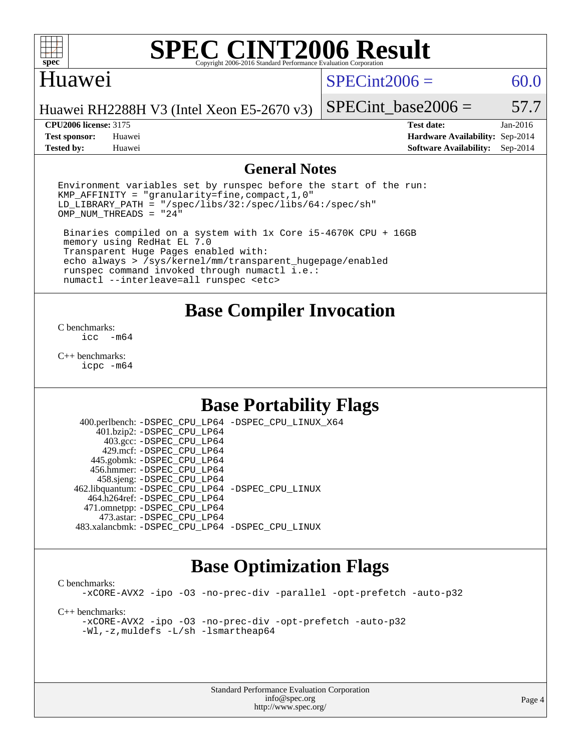# SPEC CINT2006 Result

Copyright 2006-2016 Standard Performance Evaluation Corporation

## Huawei

Huawei RH2288H V3 (Intel Xeon E5-2670 v3)

SPECint2006 = 60.0

SPECint_base2006 = 57.7

| | | | |
|---|---|---|---|
| **CPU2006 license:** | 3175 | **Test date:** | Jan-2016 |
| **Test sponsor:** | Huawei | **Hardware Availability:** | Sep-2014 |
| **Tested by:** | Huawei | **Software Availability:** | Sep-2014 |

## General Notes

```
Environment variables set by runspec before the start of the run:
KMP_AFFINITY = "granularity=fine,compact,1,0"
LD_LIBRARY_PATH = "/spec/libs/32:/spec/libs/64:/spec/sh"
OMP_NUM_THREADS = "24"

 Binaries compiled on a system with 1x Core i5-4670K CPU + 16GB
 memory using RedHat EL 7.0
 Transparent Huge Pages enabled with:
 echo always > /sys/kernel/mm/transparent_hugepage/enabled
 runspec command invoked through numactl i.e.:
 numactl --interleave=all runspec <etc>
```

## Base Compiler Invocation

C benchmarks:
```
icc  -m64
```

C++ benchmarks:
```
icpc -m64
```

## Base Portability Flags

```
   400.perlbench: -DSPEC_CPU_LP64 -DSPEC_CPU_LINUX_X64
       401.bzip2: -DSPEC_CPU_LP64
         403.gcc: -DSPEC_CPU_LP64
         429.mcf: -DSPEC_CPU_LP64
       445.gobmk: -DSPEC_CPU_LP64
       456.hmmer: -DSPEC_CPU_LP64
       458.sjeng: -DSPEC_CPU_LP64
  462.libquantum: -DSPEC_CPU_LP64 -DSPEC_CPU_LINUX
     464.h264ref: -DSPEC_CPU_LP64
     471.omnetpp: -DSPEC_CPU_LP64
       473.astar: -DSPEC_CPU_LP64
  483.xalancbmk: -DSPEC_CPU_LP64 -DSPEC_CPU_LINUX
```

## Base Optimization Flags

C benchmarks:
```
-xCORE-AVX2 -ipo -O3 -no-prec-div -parallel -opt-prefetch -auto-p32
```

C++ benchmarks:
```
-xCORE-AVX2 -ipo -O3 -no-prec-div -opt-prefetch -auto-p32
-Wl,-z,muldefs -L/sh -lsmartheap64
```

Standard Performance Evaluation Corporation
info@spec.org
http://www.spec.org/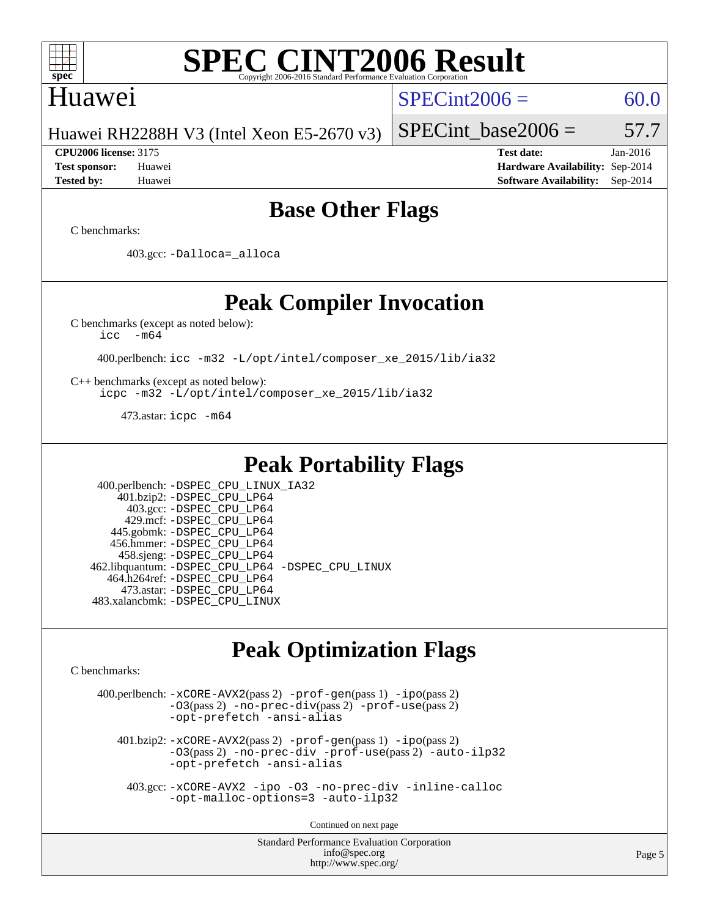# SPEC CINT2006 Result

## Huawei

Huawei RH2288H V3 (Intel Xeon E5-2670 v3)

SPECint2006 = 60.0

SPECint_base2006 = 57.7

**CPU2006 license:** 3175
**Test sponsor:** Huawei
**Tested by:** Huawei

**Test date:** Jan-2016
**Hardware Availability:** Sep-2014
**Software Availability:** Sep-2014

## Base Other Flags

C benchmarks:

403.gcc: `-Dalloca=_alloca`

## Peak Compiler Invocation

C benchmarks (except as noted below):
`icc -m64`

400.perlbench: `icc -m32 -L/opt/intel/composer_xe_2015/lib/ia32`

C++ benchmarks (except as noted below):
`icpc -m32 -L/opt/intel/composer_xe_2015/lib/ia32`

473.astar: `icpc -m64`

## Peak Portability Flags

400.perlbench: `-DSPEC_CPU_LINUX_IA32`
401.bzip2: `-DSPEC_CPU_LP64`
403.gcc: `-DSPEC_CPU_LP64`
429.mcf: `-DSPEC_CPU_LP64`
445.gobmk: `-DSPEC_CPU_LP64`
456.hmmer: `-DSPEC_CPU_LP64`
458.sjeng: `-DSPEC_CPU_LP64`
462.libquantum: `-DSPEC_CPU_LP64 -DSPEC_CPU_LINUX`
464.h264ref: `-DSPEC_CPU_LP64`
473.astar: `-DSPEC_CPU_LP64`
483.xalancbmk: `-DSPEC_CPU_LINUX`

## Peak Optimization Flags

C benchmarks:

400.perlbench: `-xCORE-AVX2`(pass 2) `-prof-gen`(pass 1) `-ipo`(pass 2) `-O3`(pass 2) `-no-prec-div`(pass 2) `-prof-use`(pass 2) `-opt-prefetch -ansi-alias`

401.bzip2: `-xCORE-AVX2`(pass 2) `-prof-gen`(pass 1) `-ipo`(pass 2) `-O3`(pass 2) `-no-prec-div -prof-use`(pass 2) `-auto-ilp32 -opt-prefetch -ansi-alias`

403.gcc: `-xCORE-AVX2 -ipo -O3 -no-prec-div -inline-calloc -opt-malloc-options=3 -auto-ilp32`

Continued on next page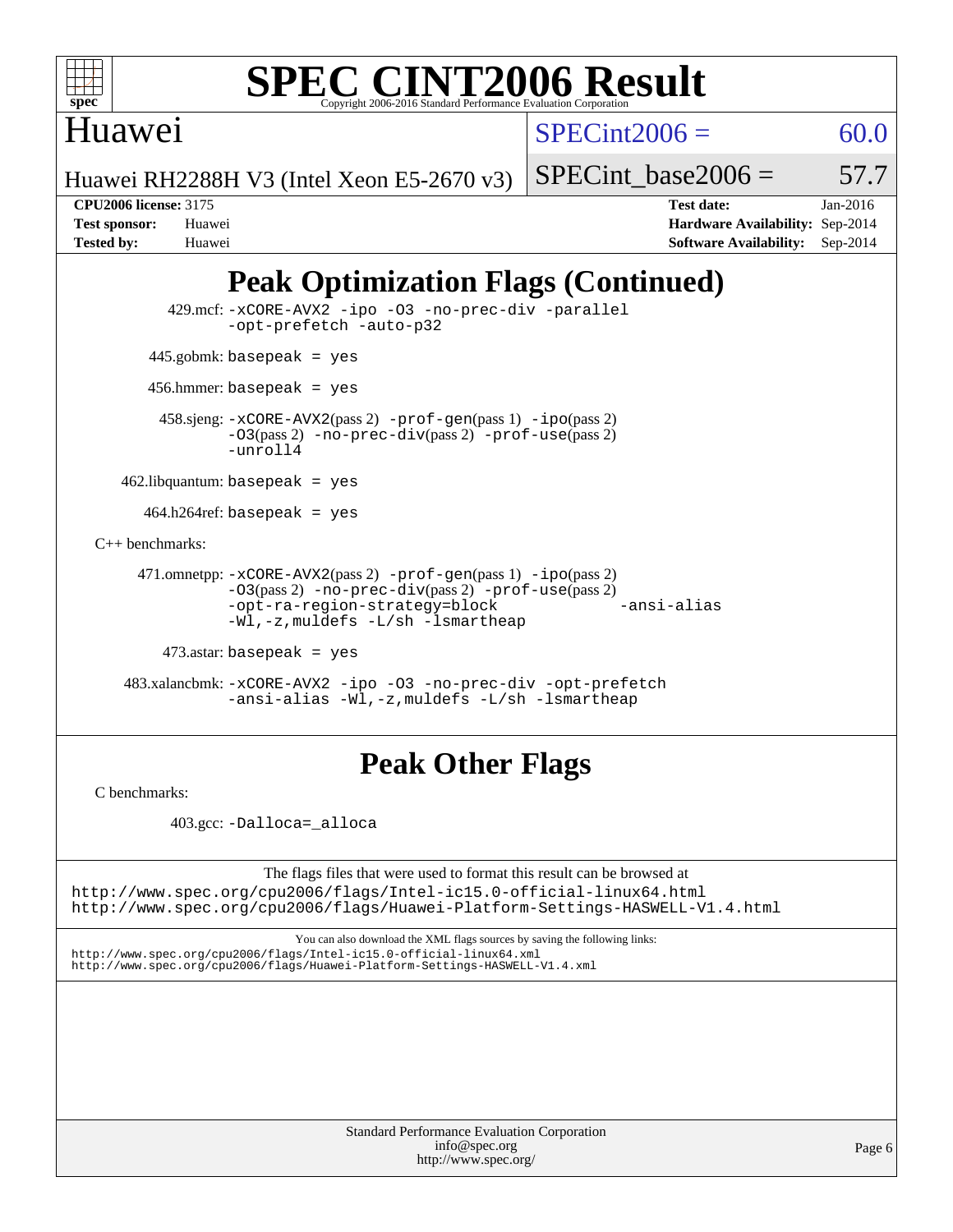# Peak Optimization Flags (Continued)

429.mcf: -xCORE-AVX2 -ipo -O3 -no-prec-div -parallel -opt-prefetch -auto-p32

445.gobmk: basepeak = yes

456.hmmer: basepeak = yes

458.sjeng: -xCORE-AVX2(pass 2) -prof-gen(pass 1) -ipo(pass 2) -O3(pass 2) -no-prec-div(pass 2) -prof-use(pass 2) -unroll4

462.libquantum: basepeak = yes

464.h264ref: basepeak = yes

C++ benchmarks:

471.omnetpp: -xCORE-AVX2(pass 2) -prof-gen(pass 1) -ipo(pass 2) -O3(pass 2) -no-prec-div(pass 2) -prof-use(pass 2) -opt-ra-region-strategy=block -ansi-alias -Wl,-z,muldefs -L/sh -lsmartheap

473.astar: basepeak = yes

483.xalancbmk: -xCORE-AVX2 -ipo -O3 -no-prec-div -opt-prefetch -ansi-alias -Wl,-z,muldefs -L/sh -lsmartheap

# Peak Other Flags

C benchmarks:

403.gcc: -Dalloca=_alloca

The flags files that were used to format this result can be browsed at
http://www.spec.org/cpu2006/flags/Intel-ic15.0-official-linux64.html
http://www.spec.org/cpu2006/flags/Huawei-Platform-Settings-HASWELL-V1.4.html

You can also download the XML flags sources by saving the following links:
http://www.spec.org/cpu2006/flags/Intel-ic15.0-official-linux64.xml
http://www.spec.org/cpu2006/flags/Huawei-Platform-Settings-HASWELL-V1.4.xml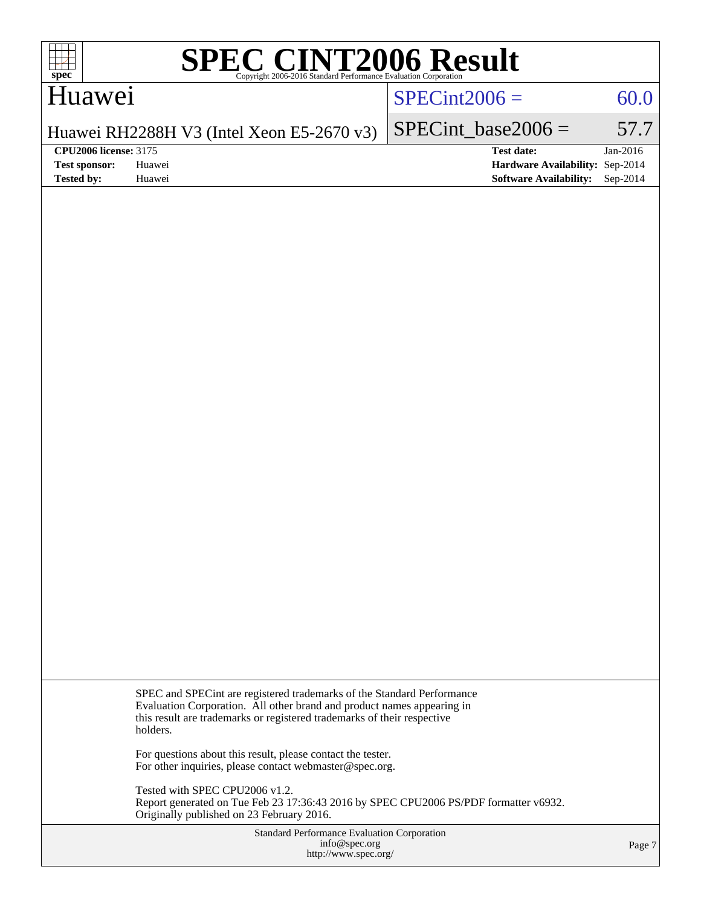SPEC and SPECint are registered trademarks of the Standard Performance Evaluation Corporation. All other brand and product names appearing in this result are trademarks or registered trademarks of their respective holders.

For questions about this result, please contact the tester.
For other inquiries, please contact webmaster@spec.org.

Tested with SPEC CPU2006 v1.2.
Report generated on Tue Feb 23 17:36:43 2016 by SPEC CPU2006 PS/PDF formatter v6932.
Originally published on 23 February 2016.